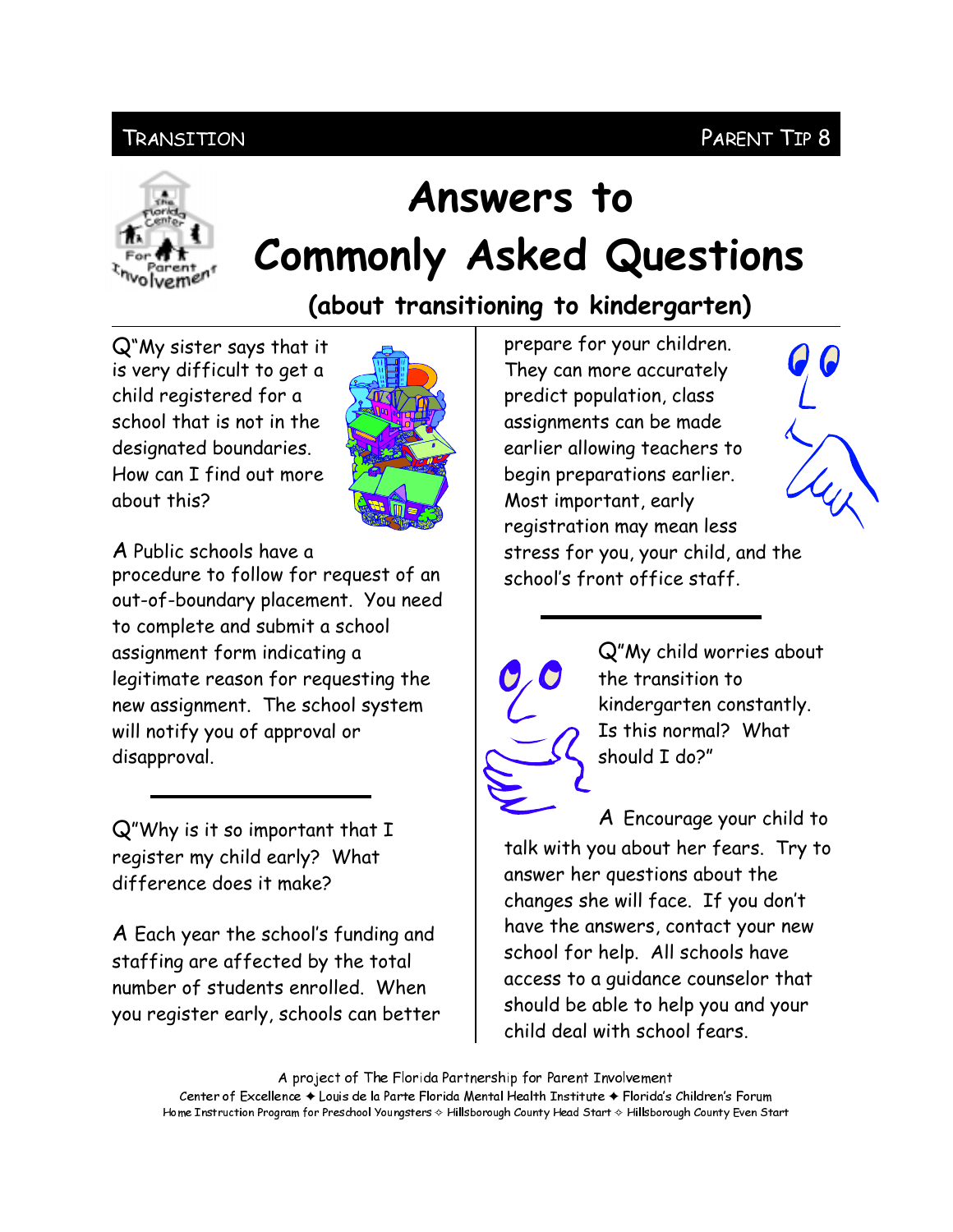TRANSITION PARENT TIP 8

# Answers to Commonly Asked Questions

## (about transitioning to kindergarten)

Q"My sister says that it is very difficult to get a child registered for a school that is not in the designated boundaries. How can I find out more about this?

A Public schools have a procedure to follow for request of an out-of-boundary placement. You need to complete and submit a school assignment form indicating a legitimate reason for requesting the new assignment. The school system will notify you of approval or disapproval.

---

Q"Why is it so important that I register my child early? What difference does it make?

A Each year the school's funding and staffing are affected by the total number of students enrolled. When you register early, schools can better prepare for your children. They can more accurately predict population, class assignments can be made earlier allowing teachers to begin preparations earlier. Most important, early registration may mean less stress for you, your child, and the school's front office staff.

---

Q"My child worries about the transition to kindergarten constantly. Is this normal? What should I do?"

A Encourage your child to talk with you about her fears. Try to answer her questions about the changes she will face. If you don't have the answers, contact your new school for help. All schools have access to a guidance counselor that should be able to help you and your child deal with school fears.

A project of The Florida Partnership for Parent Involvement
Center of Excellence ✦ Louis de la Parte Florida Mental Health Institute ✦ Florida's Children's Forum
Home Instruction Program for Preschool Youngsters ✧ Hillsborough County Head Start ✧ Hillsborough County Even Start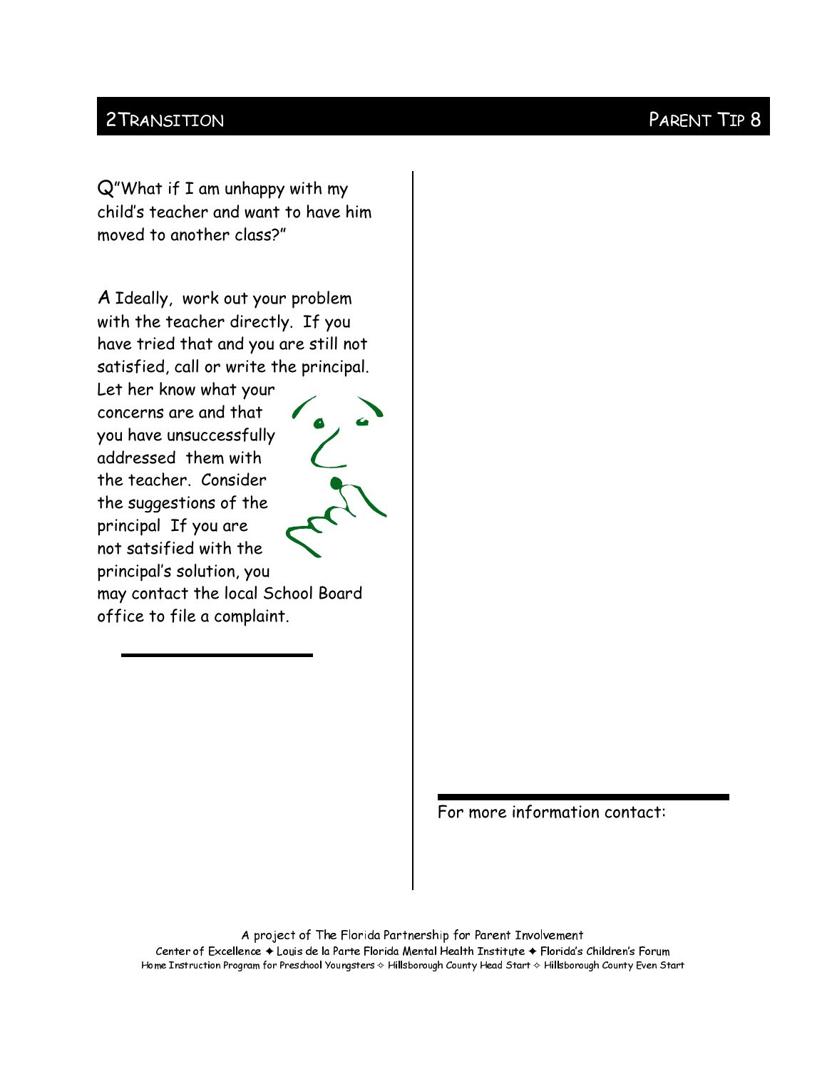## 2Transition — Parent Tip 8

**Q** "What if I am unhappy with my child's teacher and want to have him moved to another class?"

**A** Ideally, work out your problem with the teacher directly. If you have tried that and you are still not satisfied, call or write the principal. Let her know what your concerns are and that you have unsuccessfully addressed them with the teacher. Consider the suggestions of the principal If you are not satsified with the principal's solution, you may contact the local School Board office to file a complaint.

---

For more information contact:

A project of The Florida Partnership for Parent Involvement
Center of Excellence ✦ Louis de la Parte Florida Mental Health Institute ✦ Florida's Children's Forum
Home Instruction Program for Preschool Youngsters ✧ Hillsborough County Head Start ✧ Hillsborough County Even Start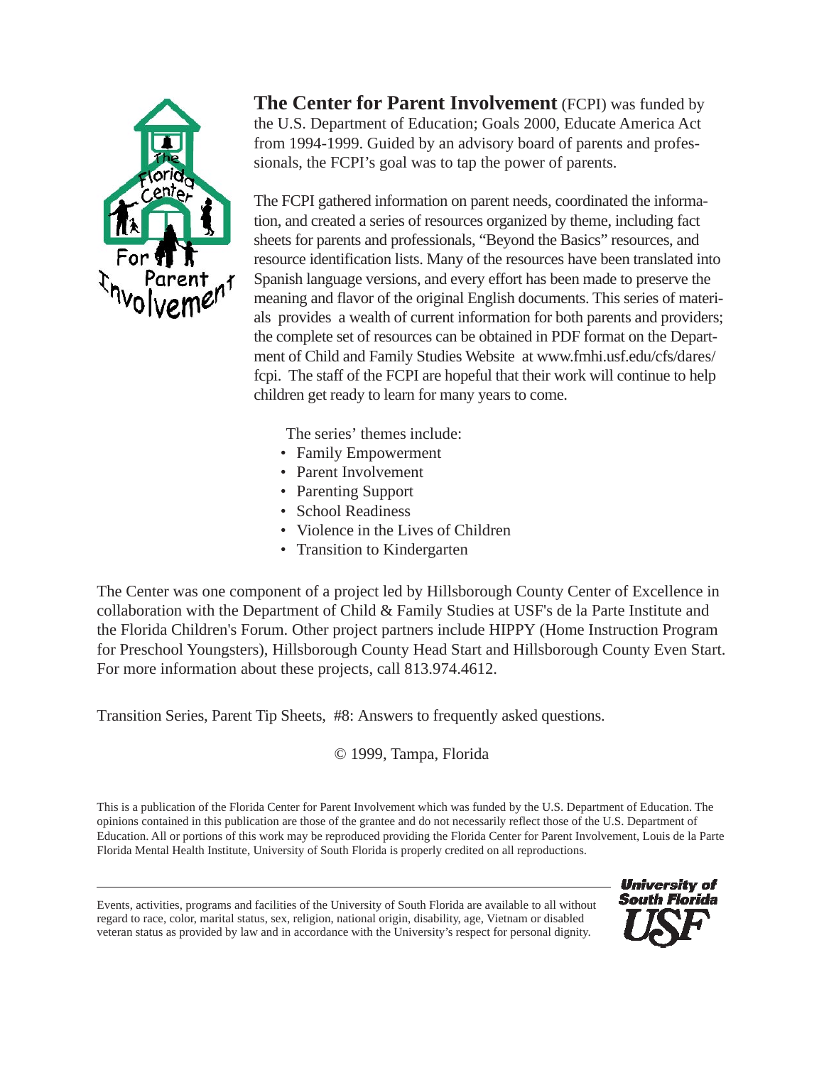**The Center for Parent Involvement** (FCPI) was funded by the U.S. Department of Education; Goals 2000, Educate America Act from 1994-1999. Guided by an advisory board of parents and professionals, the FCPI's goal was to tap the power of parents.

The FCPI gathered information on parent needs, coordinated the information, and created a series of resources organized by theme, including fact sheets for parents and professionals, "Beyond the Basics" resources, and resource identification lists. Many of the resources have been translated into Spanish language versions, and every effort has been made to preserve the meaning and flavor of the original English documents. This series of materials provides a wealth of current information for both parents and providers; the complete set of resources can be obtained in PDF format on the Department of Child and Family Studies Website at www.fmhi.usf.edu/cfs/dares/fcpi. The staff of the FCPI are hopeful that their work will continue to help children get ready to learn for many years to come.

The series' themes include:

- Family Empowerment
- Parent Involvement
- Parenting Support
- School Readiness
- Violence in the Lives of Children
- Transition to Kindergarten

The Center was one component of a project led by Hillsborough County Center of Excellence in collaboration with the Department of Child & Family Studies at USF's de la Parte Institute and the Florida Children's Forum. Other project partners include HIPPY (Home Instruction Program for Preschool Youngsters), Hillsborough County Head Start and Hillsborough County Even Start. For more information about these projects, call 813.974.4612.

Transition Series, Parent Tip Sheets, #8: Answers to frequently asked questions.

© 1999, Tampa, Florida

This is a publication of the Florida Center for Parent Involvement which was funded by the U.S. Department of Education. The opinions contained in this publication are those of the grantee and do not necessarily reflect those of the U.S. Department of Education. All or portions of this work may be reproduced providing the Florida Center for Parent Involvement, Louis de la Parte Florida Mental Health Institute, University of South Florida is properly credited on all reproductions.

---

Events, activities, programs and facilities of the University of South Florida are available to all without regard to race, color, marital status, sex, religion, national origin, disability, age, Vietnam or disabled veteran status as provided by law and in accordance with the University's respect for personal dignity.

University of South Florida USF